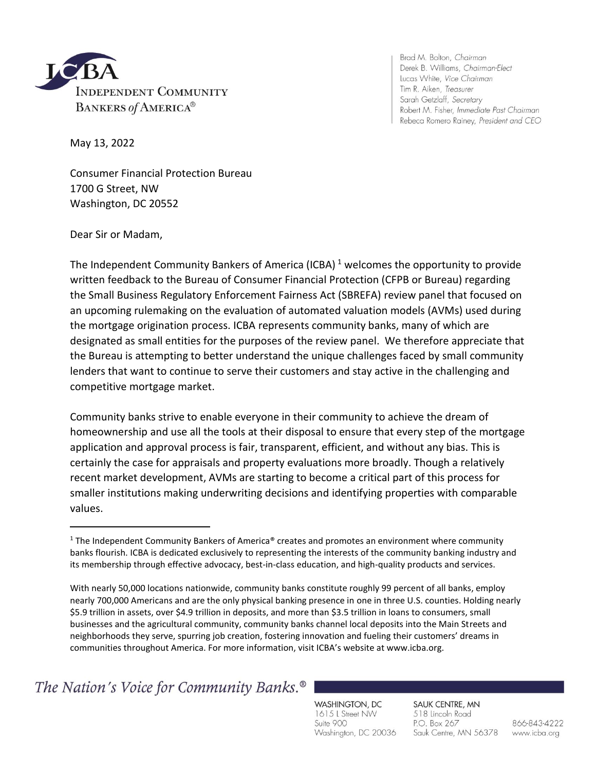Brad M. Bolton, *Chairman*
Derek B. Williams, *Chairman-Elect*
Lucas White, *Vice Chairman*
Tim R. Aiken, *Treasurer*
Sarah Getzlaff, *Secretary*
Robert M. Fisher, *Immediate Past Chairman*
Rebeca Romero Rainey, *President and CEO*

May 13, 2022

Consumer Financial Protection Bureau
1700 G Street, NW
Washington, DC 20552

Dear Sir or Madam,

The Independent Community Bankers of America (ICBA) [1] welcomes the opportunity to provide written feedback to the Bureau of Consumer Financial Protection (CFPB or Bureau) regarding the Small Business Regulatory Enforcement Fairness Act (SBREFA) review panel that focused on an upcoming rulemaking on the evaluation of automated valuation models (AVMs) used during the mortgage origination process. ICBA represents community banks, many of which are designated as small entities for the purposes of the review panel. We therefore appreciate that the Bureau is attempting to better understand the unique challenges faced by small community lenders that want to continue to serve their customers and stay active in the challenging and competitive mortgage market.

Community banks strive to enable everyone in their community to achieve the dream of homeownership and use all the tools at their disposal to ensure that every step of the mortgage application and approval process is fair, transparent, efficient, and without any bias. This is certainly the case for appraisals and property evaluations more broadly. Though a relatively recent market development, AVMs are starting to become a critical part of this process for smaller institutions making underwriting decisions and identifying properties with comparable values.

---

[1] The Independent Community Bankers of America® creates and promotes an environment where community banks flourish. ICBA is dedicated exclusively to representing the interests of the community banking industry and its membership through effective advocacy, best-in-class education, and high-quality products and services.

With nearly 50,000 locations nationwide, community banks constitute roughly 99 percent of all banks, employ nearly 700,000 Americans and are the only physical banking presence in one in three U.S. counties. Holding nearly \$5.9 trillion in assets, over \$4.9 trillion in deposits, and more than \$3.5 trillion in loans to consumers, small businesses and the agricultural community, community banks channel local deposits into the Main Streets and neighborhoods they serve, spurring job creation, fostering innovation and fueling their customers' dreams in communities throughout America. For more information, visit ICBA's website at www.icba.org.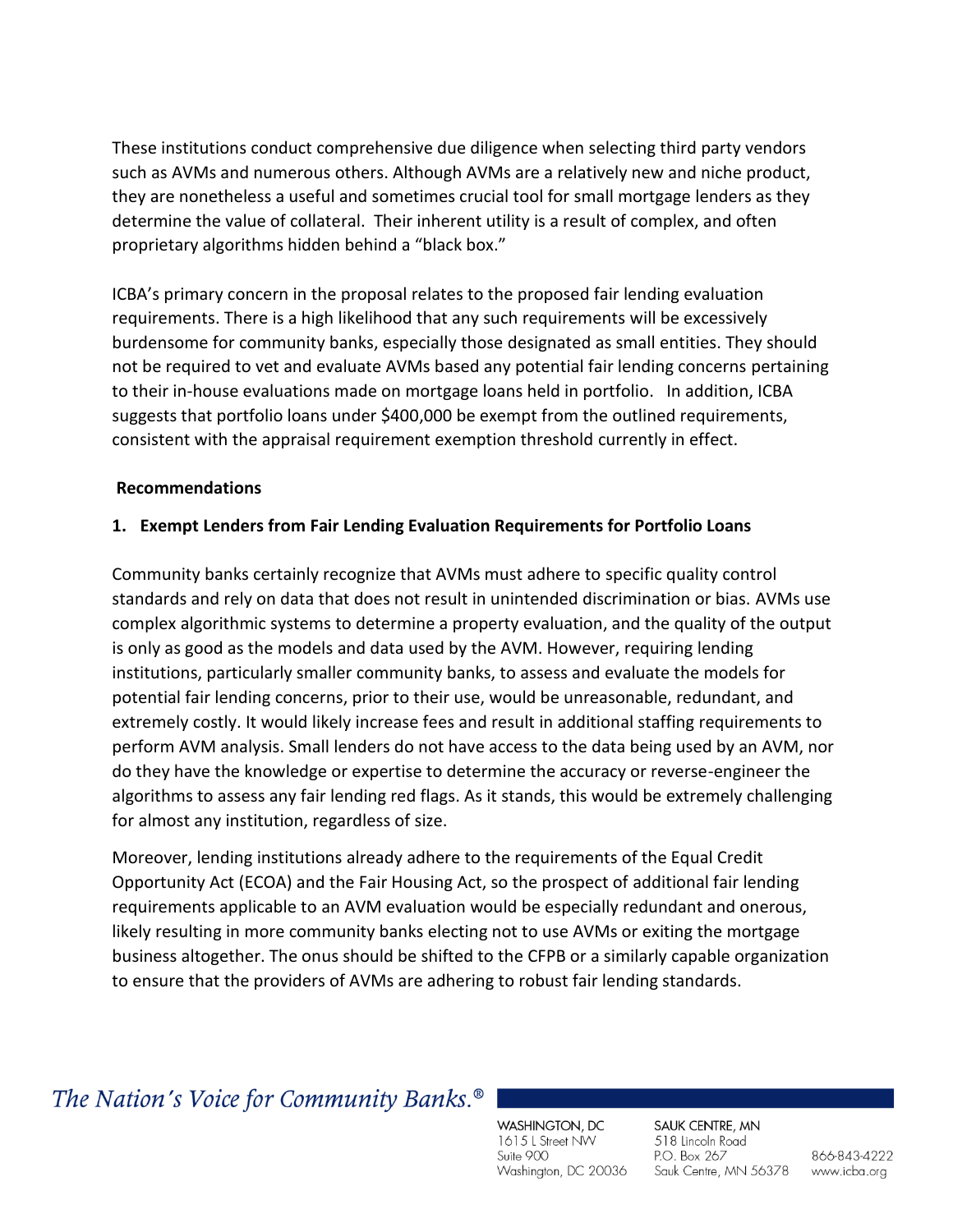These institutions conduct comprehensive due diligence when selecting third party vendors such as AVMs and numerous others. Although AVMs are a relatively new and niche product, they are nonetheless a useful and sometimes crucial tool for small mortgage lenders as they determine the value of collateral. Their inherent utility is a result of complex, and often proprietary algorithms hidden behind a "black box."

ICBA's primary concern in the proposal relates to the proposed fair lending evaluation requirements. There is a high likelihood that any such requirements will be excessively burdensome for community banks, especially those designated as small entities. They should not be required to vet and evaluate AVMs based any potential fair lending concerns pertaining to their in-house evaluations made on mortgage loans held in portfolio. In addition, ICBA suggests that portfolio loans under $400,000 be exempt from the outlined requirements, consistent with the appraisal requirement exemption threshold currently in effect.

**Recommendations**

**1. Exempt Lenders from Fair Lending Evaluation Requirements for Portfolio Loans**

Community banks certainly recognize that AVMs must adhere to specific quality control standards and rely on data that does not result in unintended discrimination or bias. AVMs use complex algorithmic systems to determine a property evaluation, and the quality of the output is only as good as the models and data used by the AVM. However, requiring lending institutions, particularly smaller community banks, to assess and evaluate the models for potential fair lending concerns, prior to their use, would be unreasonable, redundant, and extremely costly. It would likely increase fees and result in additional staffing requirements to perform AVM analysis. Small lenders do not have access to the data being used by an AVM, nor do they have the knowledge or expertise to determine the accuracy or reverse-engineer the algorithms to assess any fair lending red flags. As it stands, this would be extremely challenging for almost any institution, regardless of size.

Moreover, lending institutions already adhere to the requirements of the Equal Credit Opportunity Act (ECOA) and the Fair Housing Act, so the prospect of additional fair lending requirements applicable to an AVM evaluation would be especially redundant and onerous, likely resulting in more community banks electing not to use AVMs or exiting the mortgage business altogether. The onus should be shifted to the CFPB or a similarly capable organization to ensure that the providers of AVMs are adhering to robust fair lending standards.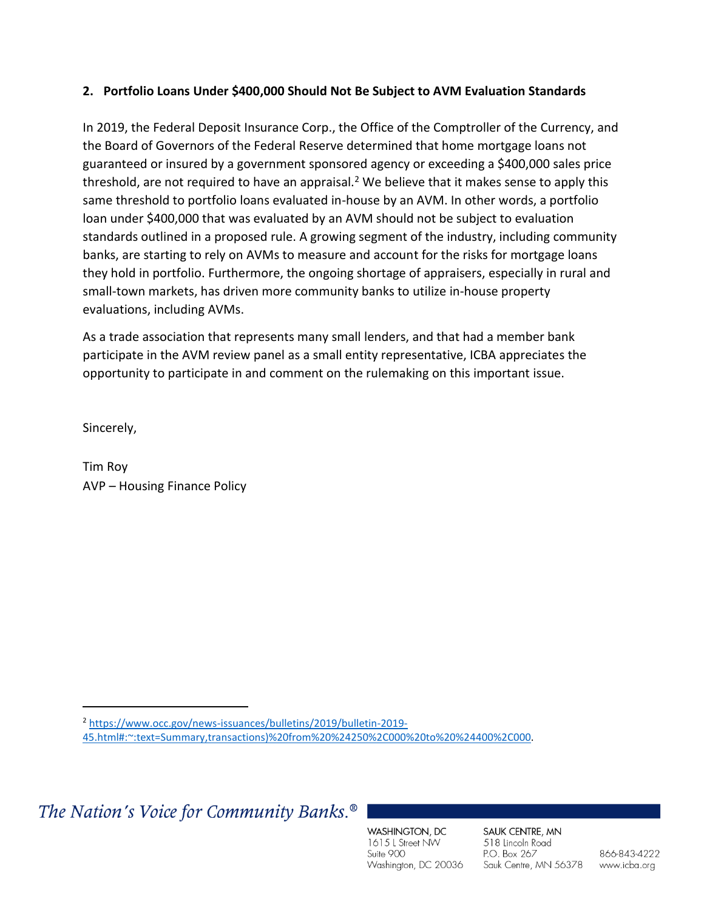**2. Portfolio Loans Under $400,000 Should Not Be Subject to AVM Evaluation Standards**

In 2019, the Federal Deposit Insurance Corp., the Office of the Comptroller of the Currency, and the Board of Governors of the Federal Reserve determined that home mortgage loans not guaranteed or insured by a government sponsored agency or exceeding a $400,000 sales price threshold, are not required to have an appraisal.[2] We believe that it makes sense to apply this same threshold to portfolio loans evaluated in-house by an AVM. In other words, a portfolio loan under $400,000 that was evaluated by an AVM should not be subject to evaluation standards outlined in a proposed rule. A growing segment of the industry, including community banks, are starting to rely on AVMs to measure and account for the risks for mortgage loans they hold in portfolio. Furthermore, the ongoing shortage of appraisers, especially in rural and small-town markets, has driven more community banks to utilize in-house property evaluations, including AVMs.

As a trade association that represents many small lenders, and that had a member bank participate in the AVM review panel as a small entity representative, ICBA appreciates the opportunity to participate in and comment on the rulemaking on this important issue.

Sincerely,

Tim Roy
AVP – Housing Finance Policy

[2] https://www.occ.gov/news-issuances/bulletins/2019/bulletin-2019-45.html#:~:text=Summary,transactions)%20from%20%24250%2C000%20to%20%24400%2C000.